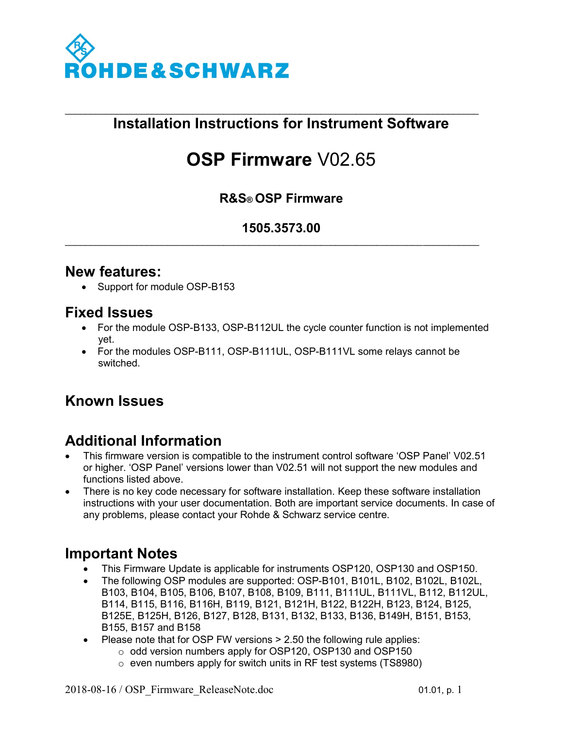ROHDE&SCHWARZ

# Installation Instructions for Instrument Software

# OSP Firmware V02.65

### R&S® OSP Firmware

### 1505.3573.00

## New features:

- Support for module OSP-B153

## Fixed Issues

- For the module OSP-B133, OSP-B112UL the cycle counter function is not implemented yet.
- For the modules OSP-B111, OSP-B111UL, OSP-B111VL some relays cannot be switched.

## Known Issues

## Additional Information

- This firmware version is compatible to the instrument control software 'OSP Panel' V02.51 or higher. 'OSP Panel' versions lower than V02.51 will not support the new modules and functions listed above.
- There is no key code necessary for software installation. Keep these software installation instructions with your user documentation. Both are important service documents. In case of any problems, please contact your Rohde & Schwarz service centre.

## Important Notes

- This Firmware Update is applicable for instruments OSP120, OSP130 and OSP150.
- The following OSP modules are supported: OSP-B101, B101L, B102, B102L, B102L, B103, B104, B105, B106, B107, B108, B109, B111, B111UL, B111VL, B112, B112UL, B114, B115, B116, B116H, B119, B121, B121H, B122, B122H, B123, B124, B125, B125E, B125H, B126, B127, B128, B131, B132, B133, B136, B149H, B151, B153, B155, B157 and B158
- Please note that for OSP FW versions > 2.50 the following rule applies:
  - odd version numbers apply for OSP120, OSP130 and OSP150
  - even numbers apply for switch units in RF test systems (TS8980)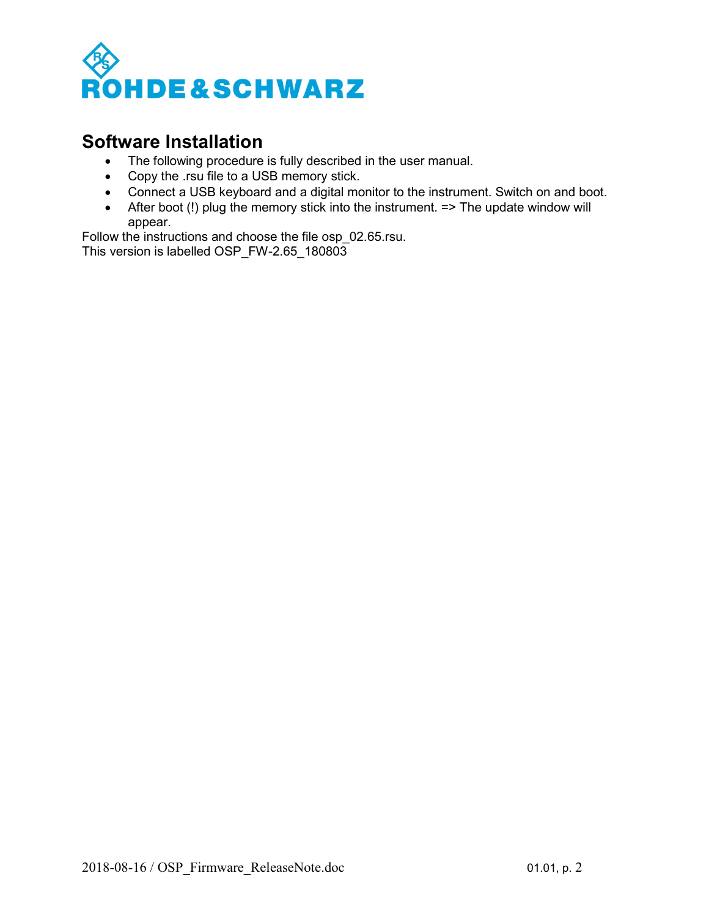## Software Installation

- The following procedure is fully described in the user manual.
- Copy the .rsu file to a USB memory stick.
- Connect a USB keyboard and a digital monitor to the instrument. Switch on and boot.
- After boot (!) plug the memory stick into the instrument. => The update window will appear.

Follow the instructions and choose the file osp_02.65.rsu.
This version is labelled OSP_FW-2.65_180803